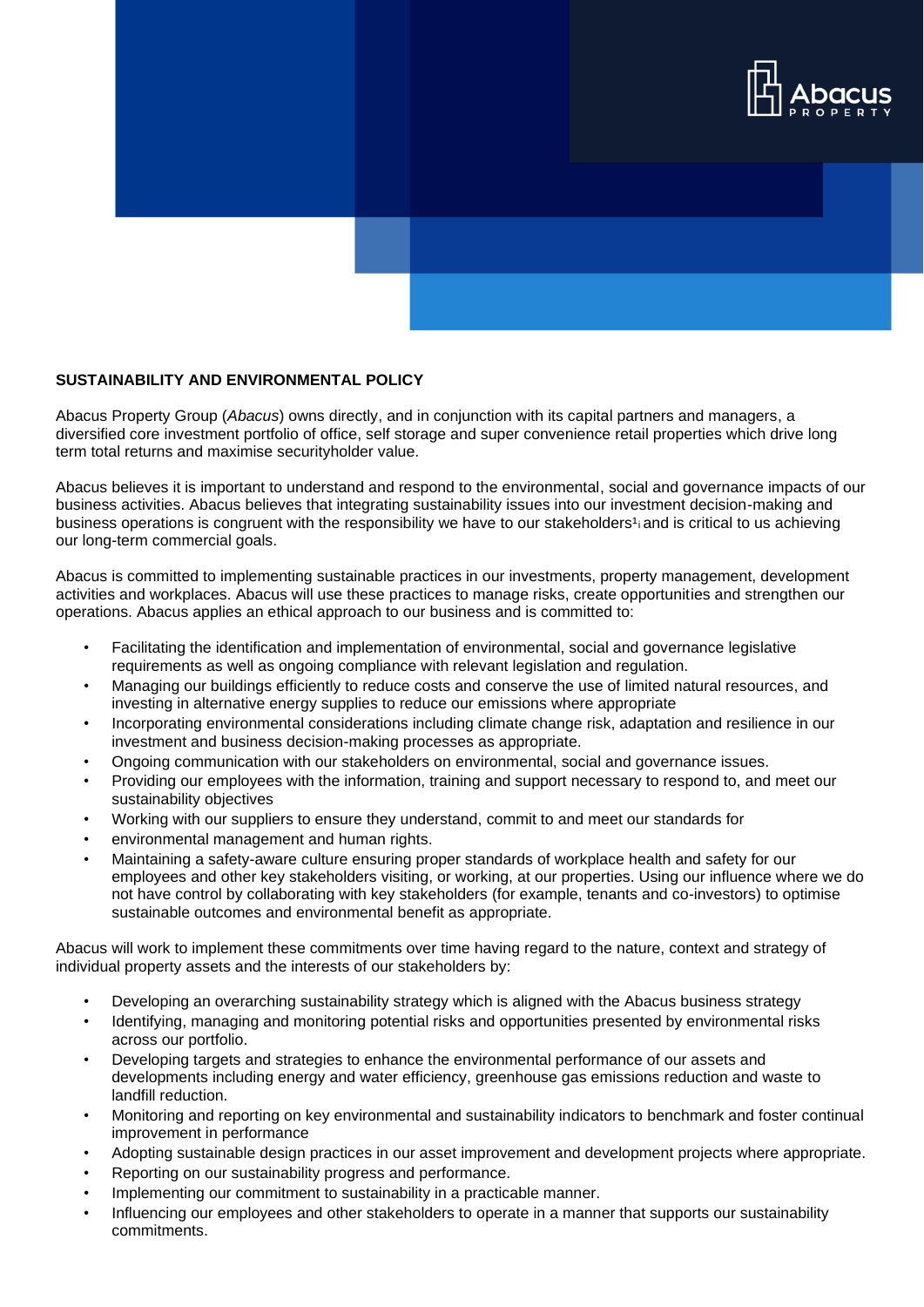# SUSTAINABILITY AND ENVIRONMENTAL POLICY

Abacus Property Group (*Abacus*) owns directly, and in conjunction with its capital partners and managers, a diversified core investment portfolio of office, self storage and super convenience retail properties which drive long term total returns and maximise securityholder value.

Abacus believes it is important to understand and respond to the environmental, social and governance impacts of our business activities. Abacus believes that integrating sustainability issues into our investment decision-making and business operations is congruent with the responsibility we have to our stakeholders[1] and is critical to us achieving our long-term commercial goals.

Abacus is committed to implementing sustainable practices in our investments, property management, development activities and workplaces. Abacus will use these practices to manage risks, create opportunities and strengthen our operations. Abacus applies an ethical approach to our business and is committed to:

- Facilitating the identification and implementation of environmental, social and governance legislative requirements as well as ongoing compliance with relevant legislation and regulation.
- Managing our buildings efficiently to reduce costs and conserve the use of limited natural resources, and investing in alternative energy supplies to reduce our emissions where appropriate
- Incorporating environmental considerations including climate change risk, adaptation and resilience in our investment and business decision-making processes as appropriate.
- Ongoing communication with our stakeholders on environmental, social and governance issues.
- Providing our employees with the information, training and support necessary to respond to, and meet our sustainability objectives
- Working with our suppliers to ensure they understand, commit to and meet our standards for
- environmental management and human rights.
- Maintaining a safety-aware culture ensuring proper standards of workplace health and safety for our employees and other key stakeholders visiting, or working, at our properties. Using our influence where we do not have control by collaborating with key stakeholders (for example, tenants and co-investors) to optimise sustainable outcomes and environmental benefit as appropriate.

Abacus will work to implement these commitments over time having regard to the nature, context and strategy of individual property assets and the interests of our stakeholders by:

- Developing an overarching sustainability strategy which is aligned with the Abacus business strategy
- Identifying, managing and monitoring potential risks and opportunities presented by environmental risks across our portfolio.
- Developing targets and strategies to enhance the environmental performance of our assets and developments including energy and water efficiency, greenhouse gas emissions reduction and waste to landfill reduction.
- Monitoring and reporting on key environmental and sustainability indicators to benchmark and foster continual improvement in performance
- Adopting sustainable design practices in our asset improvement and development projects where appropriate.
- Reporting on our sustainability progress and performance.
- Implementing our commitment to sustainability in a practicable manner.
- Influencing our employees and other stakeholders to operate in a manner that supports our sustainability commitments.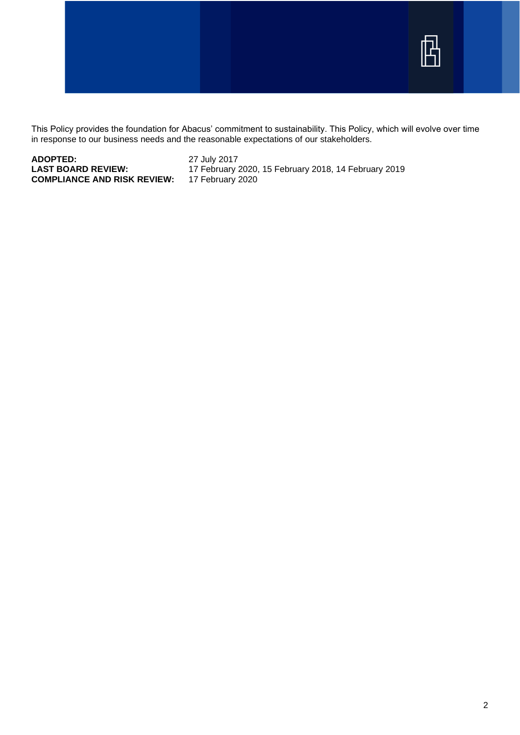This Policy provides the foundation for Abacus' commitment to sustainability. This Policy, which will evolve over time in response to our business needs and the reasonable expectations of our stakeholders.

| | |
|---|---|
| **ADOPTED:** | 27 July 2017 |
| **LAST BOARD REVIEW:** | 17 February 2020, 15 February 2018, 14 February 2019 |
| **COMPLIANCE AND RISK REVIEW:** | 17 February 2020 |